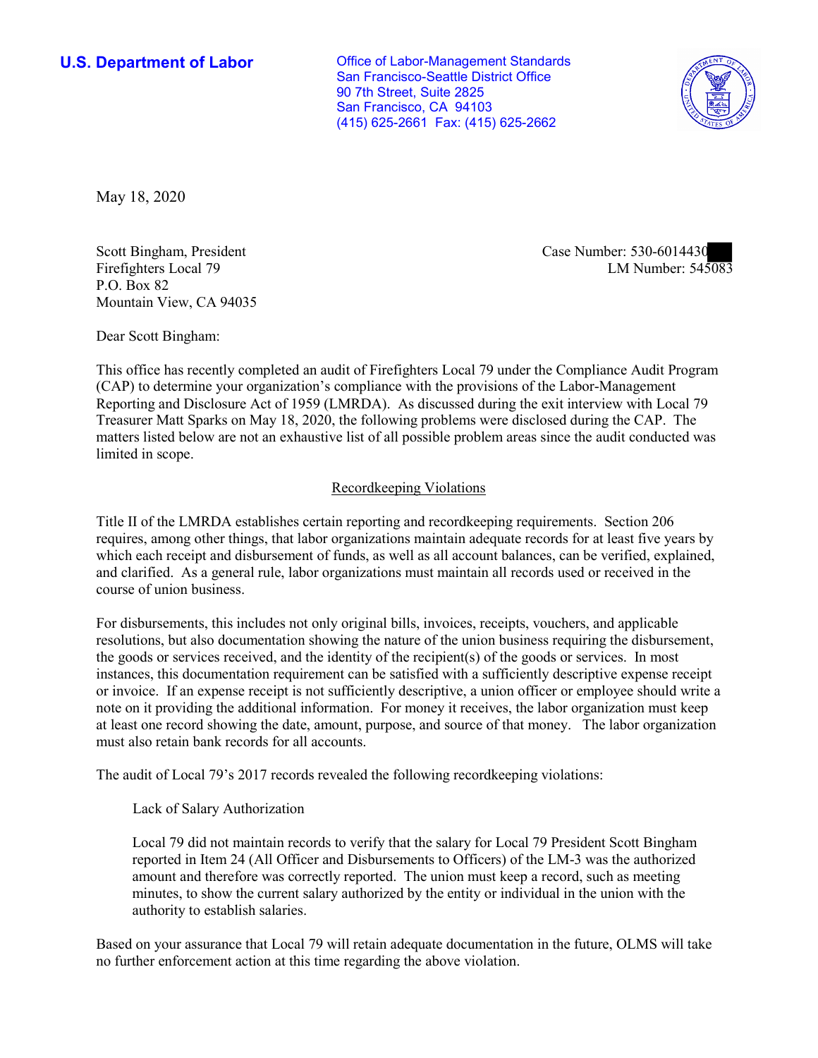**U.S. Department of Labor**

Office of Labor-Management Standards
San Francisco-Seattle District Office
90 7th Street, Suite 2825
San Francisco, CA 94103
(415) 625-2661 Fax: (415) 625-2662

May 18, 2020

Scott Bingham, President
Firefighters Local 79
P.O. Box 82
Mountain View, CA 94035

Case Number: 530-6014430
LM Number: 545083

Dear Scott Bingham:

This office has recently completed an audit of Firefighters Local 79 under the Compliance Audit Program (CAP) to determine your organization's compliance with the provisions of the Labor-Management Reporting and Disclosure Act of 1959 (LMRDA). As discussed during the exit interview with Local 79 Treasurer Matt Sparks on May 18, 2020, the following problems were disclosed during the CAP. The matters listed below are not an exhaustive list of all possible problem areas since the audit conducted was limited in scope.

## Recordkeeping Violations

Title II of the LMRDA establishes certain reporting and recordkeeping requirements. Section 206 requires, among other things, that labor organizations maintain adequate records for at least five years by which each receipt and disbursement of funds, as well as all account balances, can be verified, explained, and clarified. As a general rule, labor organizations must maintain all records used or received in the course of union business.

For disbursements, this includes not only original bills, invoices, receipts, vouchers, and applicable resolutions, but also documentation showing the nature of the union business requiring the disbursement, the goods or services received, and the identity of the recipient(s) of the goods or services. In most instances, this documentation requirement can be satisfied with a sufficiently descriptive expense receipt or invoice. If an expense receipt is not sufficiently descriptive, a union officer or employee should write a note on it providing the additional information. For money it receives, the labor organization must keep at least one record showing the date, amount, purpose, and source of that money. The labor organization must also retain bank records for all accounts.

The audit of Local 79's 2017 records revealed the following recordkeeping violations:

> Lack of Salary Authorization
>
> Local 79 did not maintain records to verify that the salary for Local 79 President Scott Bingham reported in Item 24 (All Officer and Disbursements to Officers) of the LM-3 was the authorized amount and therefore was correctly reported. The union must keep a record, such as meeting minutes, to show the current salary authorized by the entity or individual in the union with the authority to establish salaries.

Based on your assurance that Local 79 will retain adequate documentation in the future, OLMS will take no further enforcement action at this time regarding the above violation.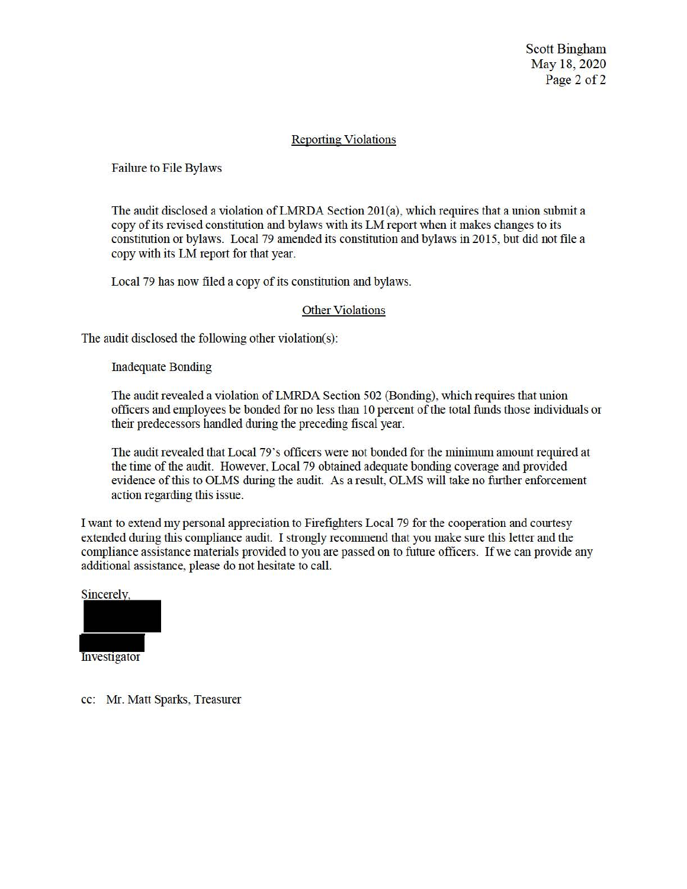## Reporting Violations

Failure to File Bylaws

The audit disclosed a violation of LMRDA Section 201(a), which requires that a union submit a copy of its revised constitution and bylaws with its LM report when it makes changes to its constitution or bylaws. Local 79 amended its constitution and bylaws in 2015, but did not file a copy with its LM report for that year.

Local 79 has now filed a copy of its constitution and bylaws.

## Other Violations

The audit disclosed the following other violation(s):

Inadequate Bonding

The audit revealed a violation of LMRDA Section 502 (Bonding), which requires that union officers and employees be bonded for no less than 10 percent of the total funds those individuals or their predecessors handled during the preceding fiscal year.

The audit revealed that Local 79's officers were not bonded for the minimum amount required at the time of the audit. However, Local 79 obtained adequate bonding coverage and provided evidence of this to OLMS during the audit. As a result, OLMS will take no further enforcement action regarding this issue.

I want to extend my personal appreciation to Firefighters Local 79 for the cooperation and courtesy extended during this compliance audit. I strongly recommend that you make sure this letter and the compliance assistance materials provided to you are passed on to future officers. If we can provide any additional assistance, please do not hesitate to call.

Sincerely,

Investigator

cc: Mr. Matt Sparks, Treasurer